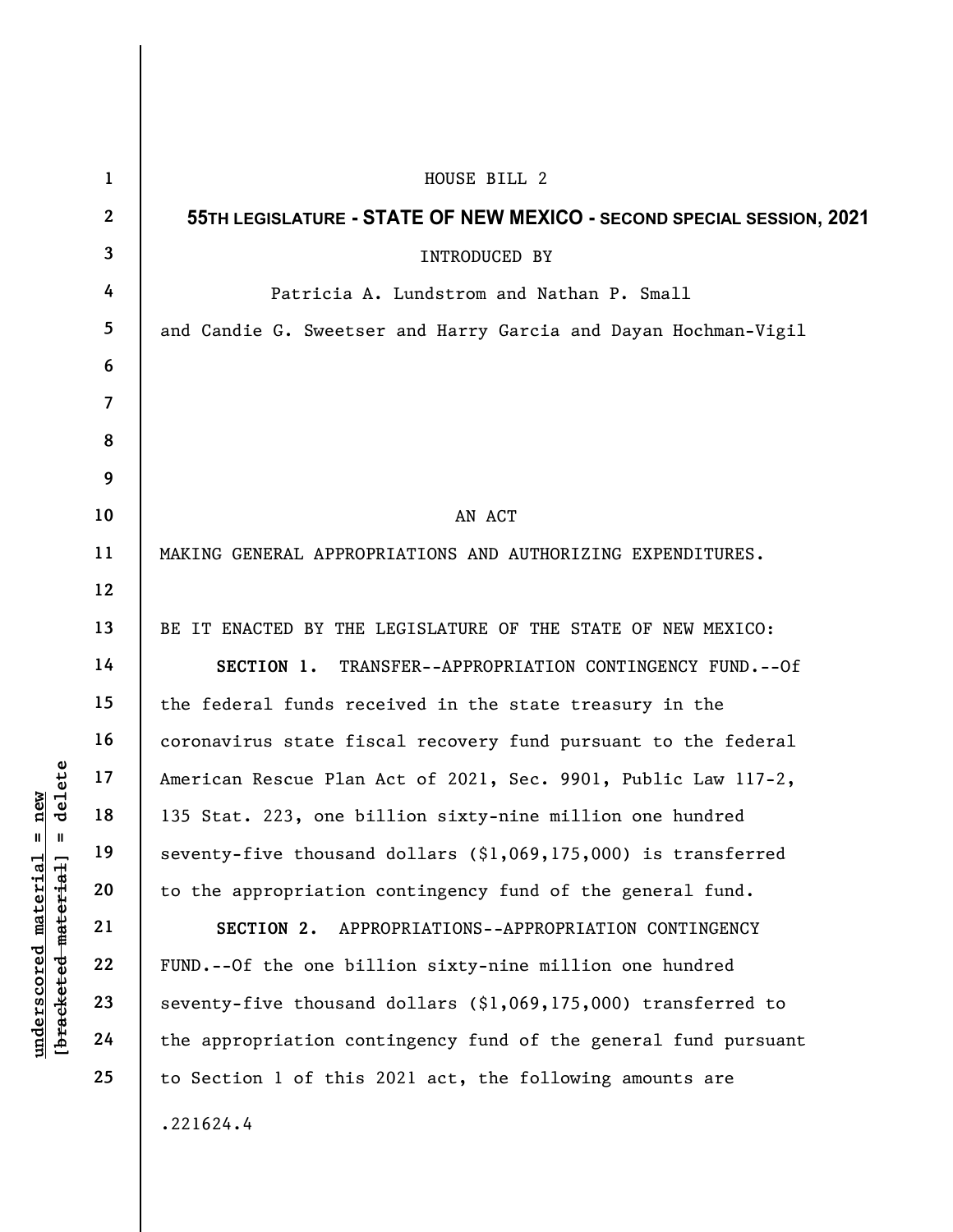HOUSE BILL 2

**55TH LEGISLATURE - STATE OF NEW MEXICO - SECOND SPECIAL SESSION, 2021**

INTRODUCED BY

Patricia A. Lundstrom and Nathan P. Small

and Candie G. Sweetser and Harry Garcia and Dayan Hochman-Vigil

AN ACT

MAKING GENERAL APPROPRIATIONS AND AUTHORIZING EXPENDITURES.

BE IT ENACTED BY THE LEGISLATURE OF THE STATE OF NEW MEXICO:

**SECTION 1.** TRANSFER--APPROPRIATION CONTINGENCY FUND.--Of the federal funds received in the state treasury in the coronavirus state fiscal recovery fund pursuant to the federal American Rescue Plan Act of 2021, Sec. 9901, Public Law 117-2, 135 Stat. 223, one billion sixty-nine million one hundred seventy-five thousand dollars ($1,069,175,000) is transferred to the appropriation contingency fund of the general fund.

**SECTION 2.** APPROPRIATIONS--APPROPRIATION CONTINGENCY FUND.--Of the one billion sixty-nine million one hundred seventy-five thousand dollars ($1,069,175,000) transferred to the appropriation contingency fund of the general fund pursuant to Section 1 of this 2021 act, the following amounts are

.221624.4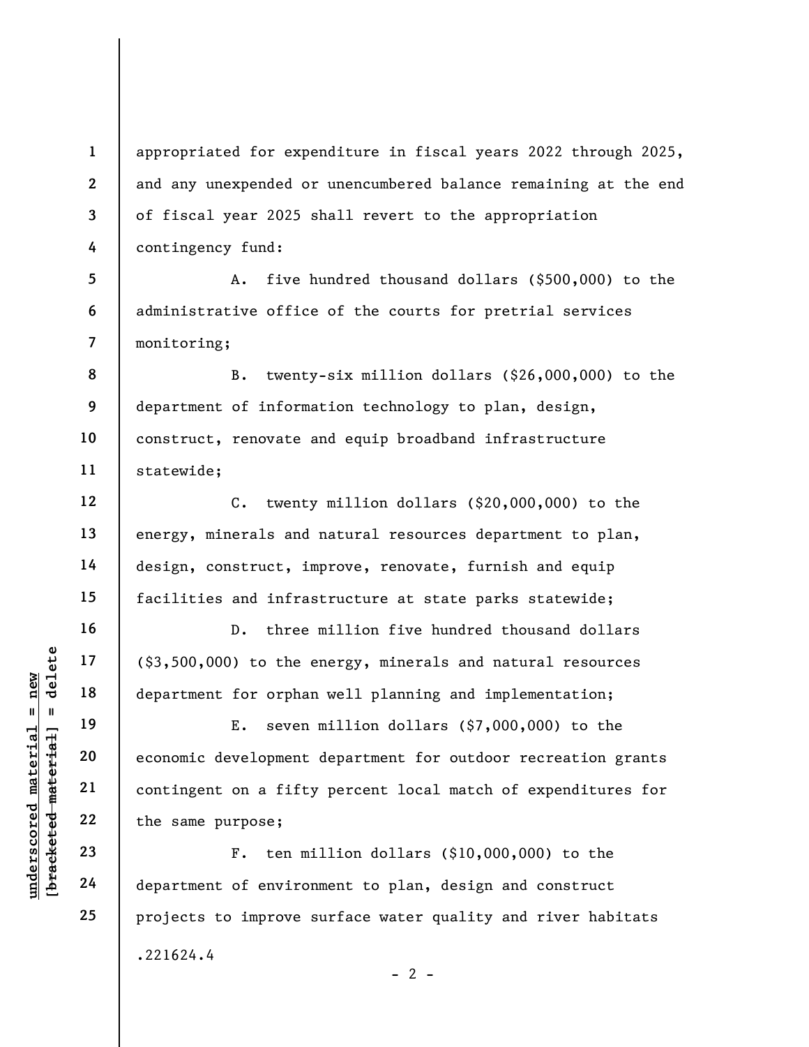appropriated for expenditure in fiscal years 2022 through 2025, and any unexpended or unencumbered balance remaining at the end of fiscal year 2025 shall revert to the appropriation contingency fund:

A. five hundred thousand dollars ($500,000) to the administrative office of the courts for pretrial services monitoring;

B. twenty-six million dollars ($26,000,000) to the department of information technology to plan, design, construct, renovate and equip broadband infrastructure statewide;

C. twenty million dollars ($20,000,000) to the energy, minerals and natural resources department to plan, design, construct, improve, renovate, furnish and equip facilities and infrastructure at state parks statewide;

D. three million five hundred thousand dollars ($3,500,000) to the energy, minerals and natural resources department for orphan well planning and implementation;

E. seven million dollars ($7,000,000) to the economic development department for outdoor recreation grants contingent on a fifty percent local match of expenditures for the same purpose;

F. ten million dollars ($10,000,000) to the department of environment to plan, design and construct projects to improve surface water quality and river habitats

.221624.4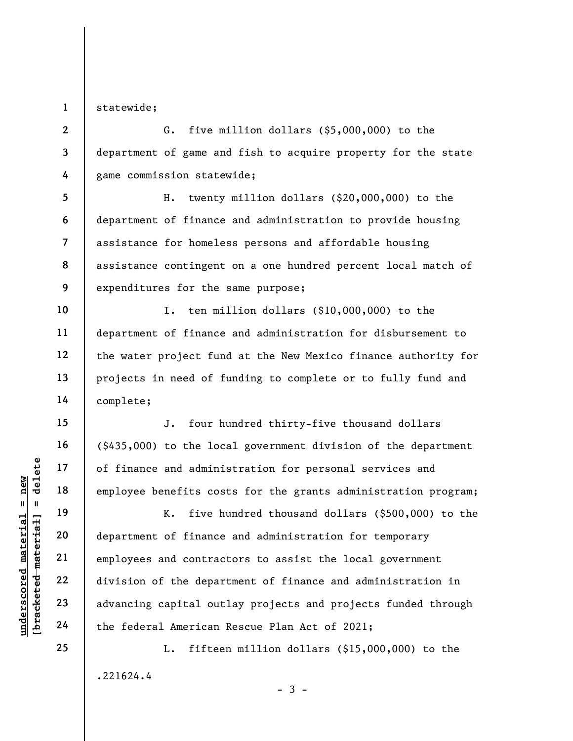statewide;

G. five million dollars ($5,000,000) to the department of game and fish to acquire property for the state game commission statewide;

H. twenty million dollars ($20,000,000) to the department of finance and administration to provide housing assistance for homeless persons and affordable housing assistance contingent on a one hundred percent local match of expenditures for the same purpose;

I. ten million dollars ($10,000,000) to the department of finance and administration for disbursement to the water project fund at the New Mexico finance authority for projects in need of funding to complete or to fully fund and complete;

J. four hundred thirty-five thousand dollars ($435,000) to the local government division of the department of finance and administration for personal services and employee benefits costs for the grants administration program;

K. five hundred thousand dollars ($500,000) to the department of finance and administration for temporary employees and contractors to assist the local government division of the department of finance and administration in advancing capital outlay projects and projects funded through the federal American Rescue Plan Act of 2021;

L. fifteen million dollars ($15,000,000) to the

.221624.4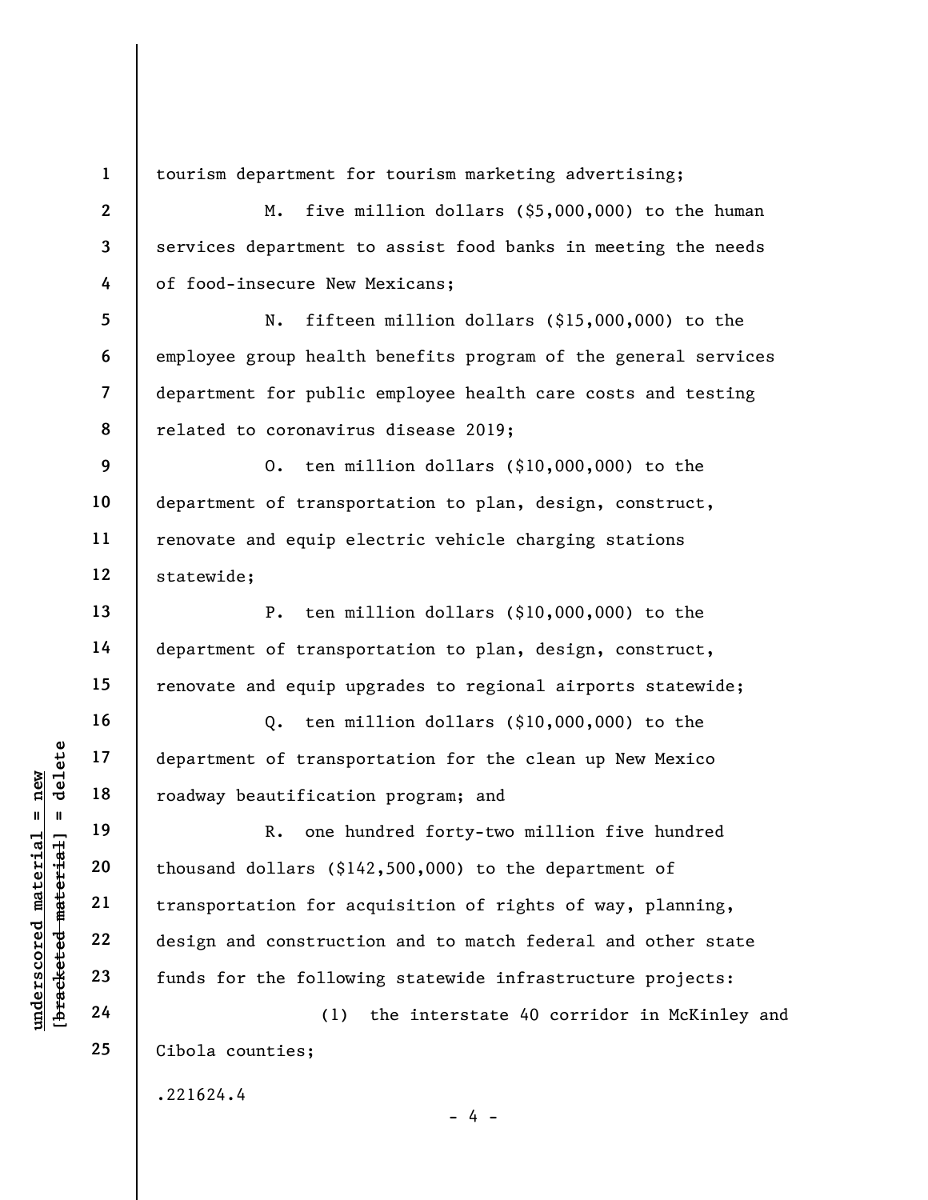tourism department for tourism marketing advertising;

M. five million dollars ($5,000,000) to the human services department to assist food banks in meeting the needs of food-insecure New Mexicans;

N. fifteen million dollars ($15,000,000) to the employee group health benefits program of the general services department for public employee health care costs and testing related to coronavirus disease 2019;

O. ten million dollars ($10,000,000) to the department of transportation to plan, design, construct, renovate and equip electric vehicle charging stations statewide;

P. ten million dollars ($10,000,000) to the department of transportation to plan, design, construct, renovate and equip upgrades to regional airports statewide;

Q. ten million dollars ($10,000,000) to the department of transportation for the clean up New Mexico roadway beautification program; and

R. one hundred forty-two million five hundred thousand dollars ($142,500,000) to the department of transportation for acquisition of rights of way, planning, design and construction and to match federal and other state funds for the following statewide infrastructure projects:

(1) the interstate 40 corridor in McKinley and Cibola counties;

.221624.4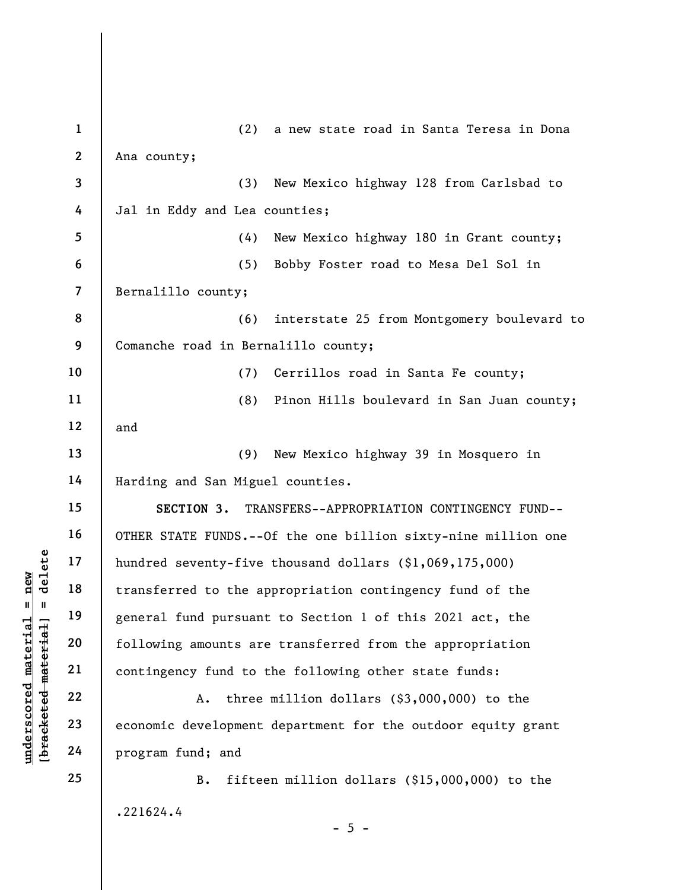(2) a new state road in Santa Teresa in Dona Ana county;

(3) New Mexico highway 128 from Carlsbad to Jal in Eddy and Lea counties;

(4) New Mexico highway 180 in Grant county;

(5) Bobby Foster road to Mesa Del Sol in Bernalillo county;

(6) interstate 25 from Montgomery boulevard to Comanche road in Bernalillo county;

(7) Cerrillos road in Santa Fe county;

(8) Pinon Hills boulevard in San Juan county; and

(9) New Mexico highway 39 in Mosquero in Harding and San Miguel counties.

**SECTION 3.** TRANSFERS--APPROPRIATION CONTINGENCY FUND--OTHER STATE FUNDS.--Of the one billion sixty-nine million one hundred seventy-five thousand dollars ($1,069,175,000) transferred to the appropriation contingency fund of the general fund pursuant to Section 1 of this 2021 act, the following amounts are transferred from the appropriation contingency fund to the following other state funds:

A. three million dollars ($3,000,000) to the economic development department for the outdoor equity grant program fund; and

B. fifteen million dollars ($15,000,000) to the

.221624.4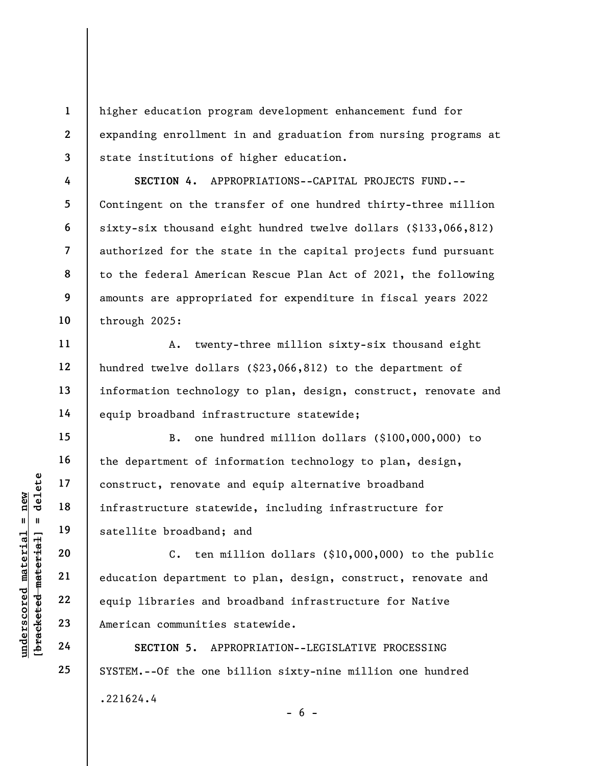higher education program development enhancement fund for expanding enrollment in and graduation from nursing programs at state institutions of higher education.

**SECTION 4.** APPROPRIATIONS--CAPITAL PROJECTS FUND.--Contingent on the transfer of one hundred thirty-three million sixty-six thousand eight hundred twelve dollars ($133,066,812) authorized for the state in the capital projects fund pursuant to the federal American Rescue Plan Act of 2021, the following amounts are appropriated for expenditure in fiscal years 2022 through 2025:

A. twenty-three million sixty-six thousand eight hundred twelve dollars ($23,066,812) to the department of information technology to plan, design, construct, renovate and equip broadband infrastructure statewide;

B. one hundred million dollars ($100,000,000) to the department of information technology to plan, design, construct, renovate and equip alternative broadband infrastructure statewide, including infrastructure for satellite broadband; and

C. ten million dollars ($10,000,000) to the public education department to plan, design, construct, renovate and equip libraries and broadband infrastructure for Native American communities statewide.

**SECTION 5.** APPROPRIATION--LEGISLATIVE PROCESSING SYSTEM.--Of the one billion sixty-nine million one hundred

.221624.4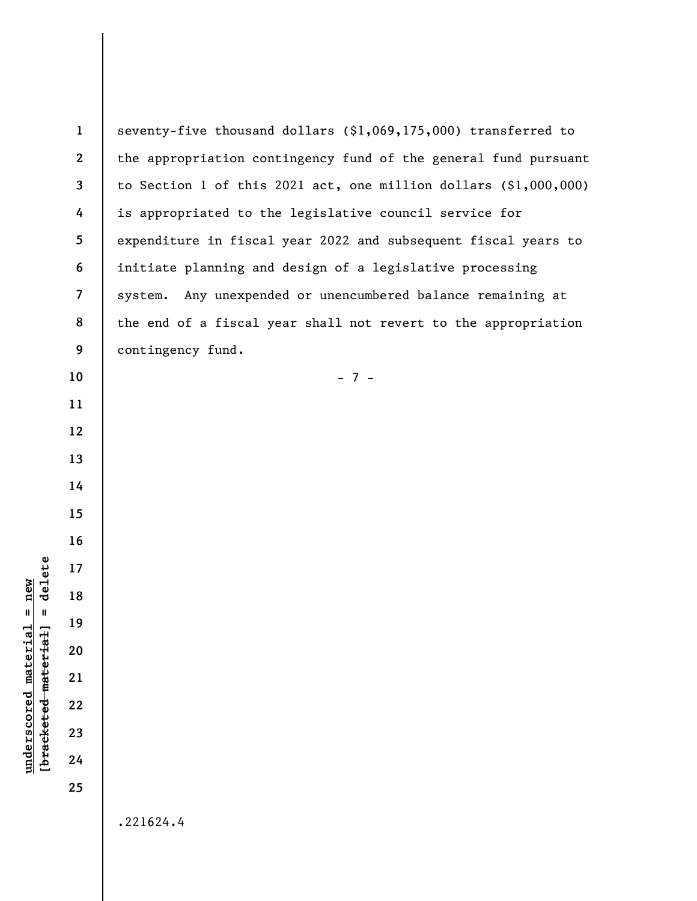seventy-five thousand dollars ($1,069,175,000) transferred to the appropriation contingency fund of the general fund pursuant to Section 1 of this 2021 act, one million dollars ($1,000,000) is appropriated to the legislative council service for expenditure in fiscal year 2022 and subsequent fiscal years to initiate planning and design of a legislative processing system. Any unexpended or unencumbered balance remaining at the end of a fiscal year shall not revert to the appropriation contingency fund.

.221624.4